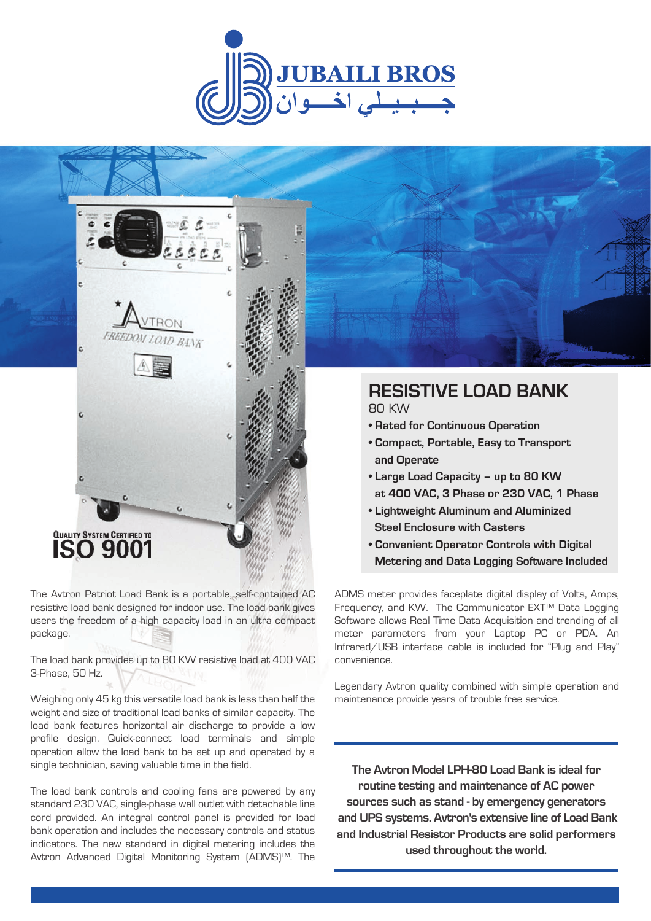JUBAILI BROS

جـــبـيـلـي اخـــوان

QUALITY SYSTEM CERTIFIED TO **ISO 9001**

# RESISTIVE LOAD BANK

80 KW

- **Rated for Continuous Operation**
- **Compact, Portable, Easy to Transport and Operate**
- **Large Load Capacity – up to 80 KW at 400 VAC, 3 Phase or 230 VAC, 1 Phase**
- **Lightweight Aluminum and Aluminized Steel Enclosure with Casters**
- **Convenient Operator Controls with Digital Metering and Data Logging Software Included**

The Avtron Patriot Load Bank is a portable, self-contained AC resistive load bank designed for indoor use. The load bank gives users the freedom of a high capacity load in an ultra compact package.

The load bank provides up to 80 KW resistive load at 400 VAC 3-Phase, 50 Hz.

Weighing only 45 kg this versatile load bank is less than half the weight and size of traditional load banks of similar capacity. The load bank features horizontal air discharge to provide a low profile design. Quick-connect load terminals and simple operation allow the load bank to be set up and operated by a single technician, saving valuable time in the field.

The load bank controls and cooling fans are powered by any standard 230 VAC, single-phase wall outlet with detachable line cord provided. An integral control panel is provided for load bank operation and includes the necessary controls and status indicators. The new standard in digital metering includes the Avtron Advanced Digital Monitoring System (ADMS)™. The ADMS meter provides faceplate digital display of Volts, Amps, Frequency, and KW. The Communicator EXT™ Data Logging Software allows Real Time Data Acquisition and trending of all meter parameters from your Laptop PC or PDA. An Infrared/USB interface cable is included for "Plug and Play" convenience.

Legendary Avtron quality combined with simple operation and maintenance provide years of trouble free service.

**The Avtron Model LPH-80 Load Bank is ideal for routine testing and maintenance of AC power sources such as stand - by emergency generators and UPS systems. Avtron's extensive line of Load Bank and Industrial Resistor Products are solid performers used throughout the world.**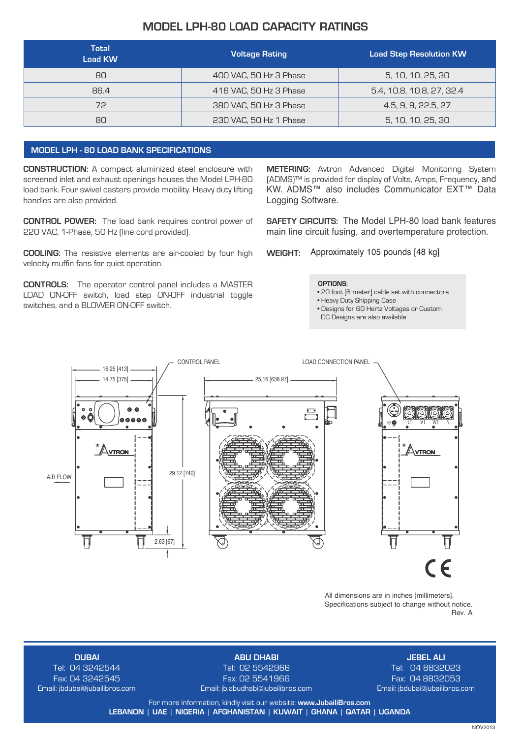# MODEL LPH-80 LOAD CAPACITY RATINGS

| Total Load KW | Voltage Rating | Load Step Resolution KW |
|---|---|---|
| 80 | 400 VAC, 50 Hz 3 Phase | 5, 10, 10, 25, 30 |
| 86.4 | 416 VAC, 50 Hz 3 Phase | 5.4, 10.8, 10.8, 27, 32.4 |
| 72 | 380 VAC, 50 Hz 3 Phase | 4.5, 9, 9, 22.5, 27 |
| 80 | 230 VAC, 50 Hz 1 Phase | 5, 10, 10, 25, 30 |

## MODEL LPH - 80 LOAD BANK SPECIFICATIONS

**CONSTRUCTION:** A compact aluminized steel enclosure with screened inlet and exhaust openings houses the Model LPH-80 load bank. Four swivel casters provide mobility. Heavy duty lifting handles are also provided.

**CONTROL POWER:** The load bank requires control power of 220 VAC, 1-Phase, 50 Hz (line cord provided).

**COOLING:** The resistive elements are air-cooled by four high velocity muffin fans for quiet operation.

**CONTROLS:** The operator control panel includes a MASTER LOAD ON-OFF switch, load step ON-OFF industrial toggle switches, and a BLOWER ON-OFF switch.

**METERING:** Avtron Advanced Digital Monitoring System (ADMS)™ is provided for display of Volts, Amps, Frequency, and KW. ADMS™ also includes Communicator EXT™ Data Logging Software.

**SAFETY CIRCUITS:** The Model LPH-80 load bank features main line circuit fusing, and overtemperature protection.

**WEIGHT:** Approximately 105 pounds (48 kg)

**OPTIONS:**
- 20 foot (6 meter) cable set with connectors
- Heavy Duty Shipping Case
- Designs for 60 Hertz Voltages or Custom DC Designs are also available

CONTROL PANEL
LOAD CONNECTION PANEL
16.25 [413]
14.75 [375]
25.16 [638.97]
29.12 [740]
2.63 [67]
AIR FLOW
U1 V1 W1 N

All dimensions are in inches [millimeters].
Specifications subject to change without notice.
Rev. A

**DUBAI**
Tel: 04 3242544
Fax: 04 3242545
Email: jbdubai@jubailibros.com

**ABU DHABI**
Tel: 02 5542966
Fax: 02 5541966
Email: jb.abudhabi@jubailibros.com

**JEBEL ALI**
Tel: 04 8832023
Fax: 04 8832053
Email: jbdubai@jubailibros.com

For more information, kindly visit our website: **www.JubailiBros.com**

**LEBANON | UAE | NIGERIA | AFGHANISTAN | KUWAIT | GHANA | QATAR | UGANDA**

NOV2013